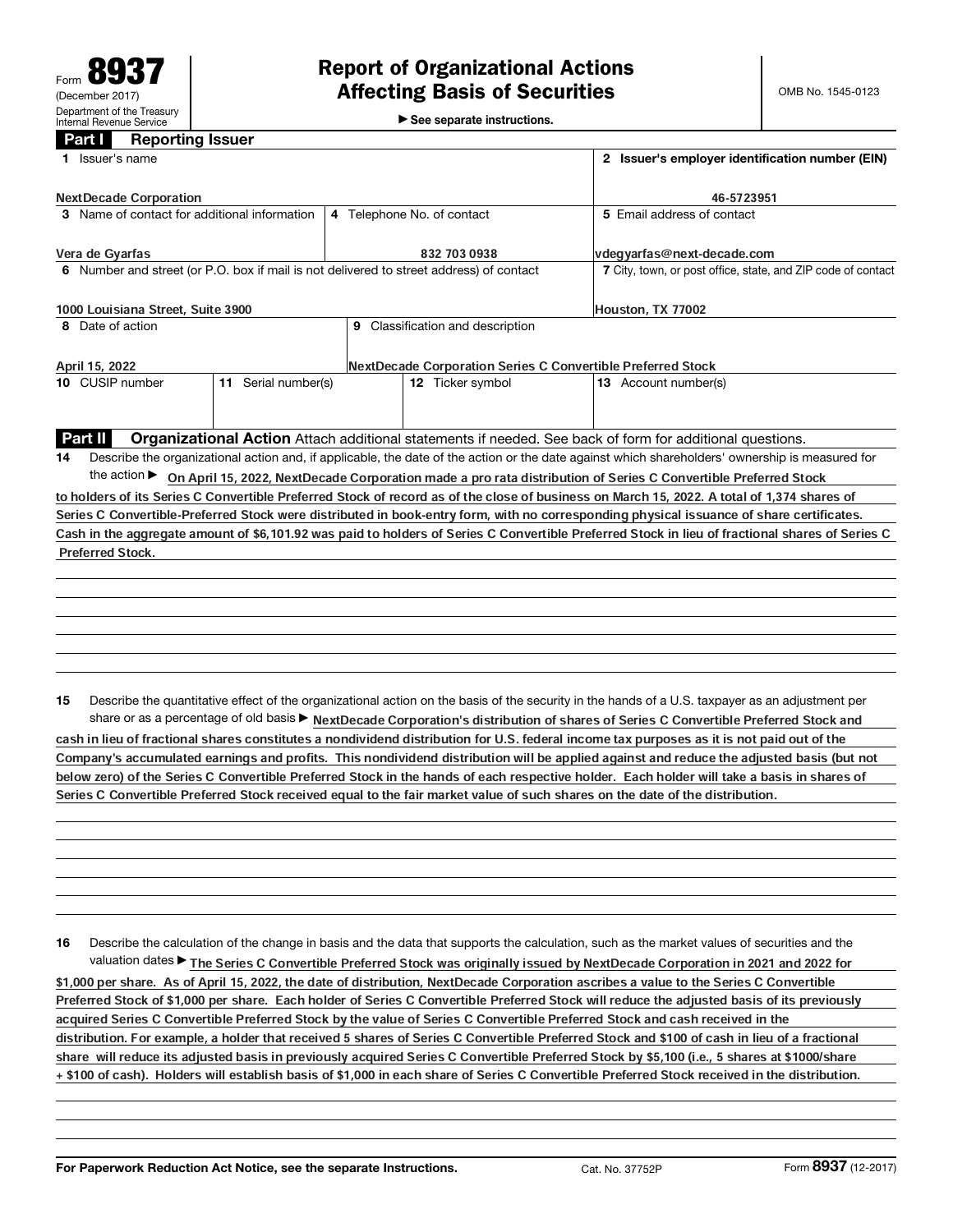# Form 8937

(December 2017)

Department of the Treasury
Internal Revenue Service

## Report of Organizational Actions Affecting Basis of Securities

► See separate instructions.

OMB No. 1545-0123

## Part I Reporting Issuer

| 1 Issuer's name | | | 2 Issuer's employer identification number (EIN) |
|---|---|---|---|
| NextDecade Corporation | | | 46-5723951 |
| 3 Name of contact for additional information | 4 Telephone No. of contact | | 5 Email address of contact |
| Vera de Gyarfas | 832 703 0938 | | vdegyarfas@next-decade.com |
| 6 Number and street (or P.O. box if mail is not delivered to street address) of contact | | | 7 City, town, or post office, state, and ZIP code of contact |
| 1000 Louisiana Street, Suite 3900 | | | Houston, TX 77002 |
| 8 Date of action | 9 Classification and description | | |
| April 15, 2022 | NextDecade Corporation Series C Convertible Preferred Stock | | |
| 10 CUSIP number | 11 Serial number(s) | 12 Ticker symbol | 13 Account number(s) |
| | | | |

## Part II Organizational Action

Attach additional statements if needed. See back of form for additional questions.

**14** Describe the organizational action and, if applicable, the date of the action or the date against which shareholders' ownership is measured for the action ► On April 15, 2022, NextDecade Corporation made a pro rata distribution of Series C Convertible Preferred Stock to holders of its Series C Convertible Preferred Stock of record as of the close of business on March 15, 2022. A total of 1,374 shares of Series C Convertible-Preferred Stock were distributed in book-entry form, with no corresponding physical issuance of share certificates. Cash in the aggregate amount of $6,101.92 was paid to holders of Series C Convertible Preferred Stock in lieu of fractional shares of Series C Preferred Stock.

**15** Describe the quantitative effect of the organizational action on the basis of the security in the hands of a U.S. taxpayer as an adjustment per share or as a percentage of old basis ► NextDecade Corporation's distribution of shares of Series C Convertible Preferred Stock and cash in lieu of fractional shares constitutes a nondividend distribution for U.S. federal income tax purposes as it is not paid out of the Company's accumulated earnings and profits. This nondividend distribution will be applied against and reduce the adjusted basis (but not below zero) of the Series C Convertible Preferred Stock in the hands of each respective holder. Each holder will take a basis in shares of Series C Convertible Preferred Stock received equal to the fair market value of such shares on the date of the distribution.

**16** Describe the calculation of the change in basis and the data that supports the calculation, such as the market values of securities and the valuation dates ► The Series C Convertible Preferred Stock was originally issued by NextDecade Corporation in 2021 and 2022 for $1,000 per share. As of April 15, 2022, the date of distribution, NextDecade Corporation ascribes a value to the Series C Convertible Preferred Stock of $1,000 per share. Each holder of Series C Convertible Preferred Stock will reduce the adjusted basis of its previously acquired Series C Convertible Preferred Stock by the value of Series C Convertible Preferred Stock and cash received in the distribution. For example, a holder that received 5 shares of Series C Convertible Preferred Stock and $100 of cash in lieu of a fractional share will reduce its adjusted basis in previously acquired Series C Convertible Preferred Stock by $5,100 (i.e., 5 shares at $1000/share + $100 of cash). Holders will establish basis of $1,000 in each share of Series C Convertible Preferred Stock received in the distribution.

For Paperwork Reduction Act Notice, see the separate Instructions. Cat. No. 37752P Form **8937** (12-2017)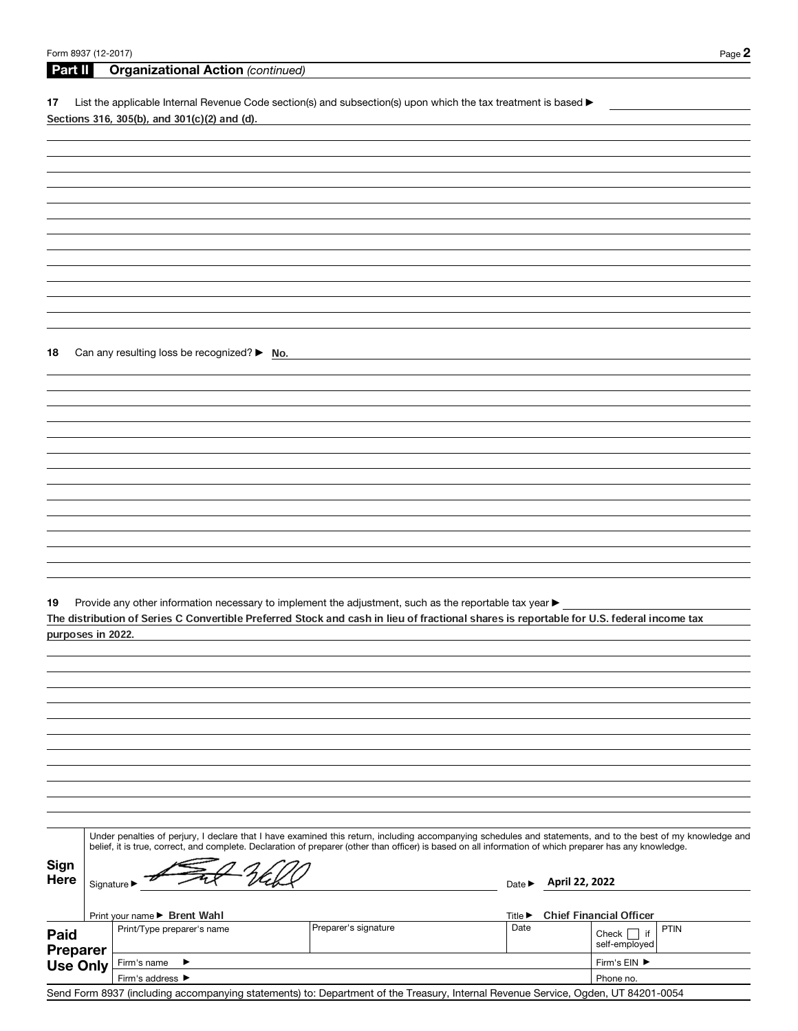## Part II Organizational Action *(continued)*

**17** List the applicable Internal Revenue Code section(s) and subsection(s) upon which the tax treatment is based ►

**Sections 316, 305(b), and 301(c)(2) and (d).**

**18** Can any resulting loss be recognized? ► **No.**

**19** Provide any other information necessary to implement the adjustment, such as the reportable tax year ►

**The distribution of Series C Convertible Preferred Stock and cash in lieu of fractional shares is reportable for U.S. federal income tax purposes in 2022.**

**Sign Here**

Under penalties of perjury, I declare that I have examined this return, including accompanying schedules and statements, and to the best of my knowledge and belief, it is true, correct, and complete. Declaration of preparer (other than officer) is based on all information of which preparer has any knowledge.

Signature ► [signature] Date ► **April 22, 2022**

Print your name ► **Brent Wahl** Title ► **Chief Financial Officer**

| **Paid Preparer Use Only** | | | | |
|---|---|---|---|---|
| Print/Type preparer's name | Preparer's signature | Date | Check ☐ if self-employed | PTIN |
| Firm's name ► | | | Firm's EIN ► | |
| Firm's address ► | | | Phone no. | |

Send Form 8937 (including accompanying statements) to: Department of the Treasury, Internal Revenue Service, Ogden, UT 84201-0054